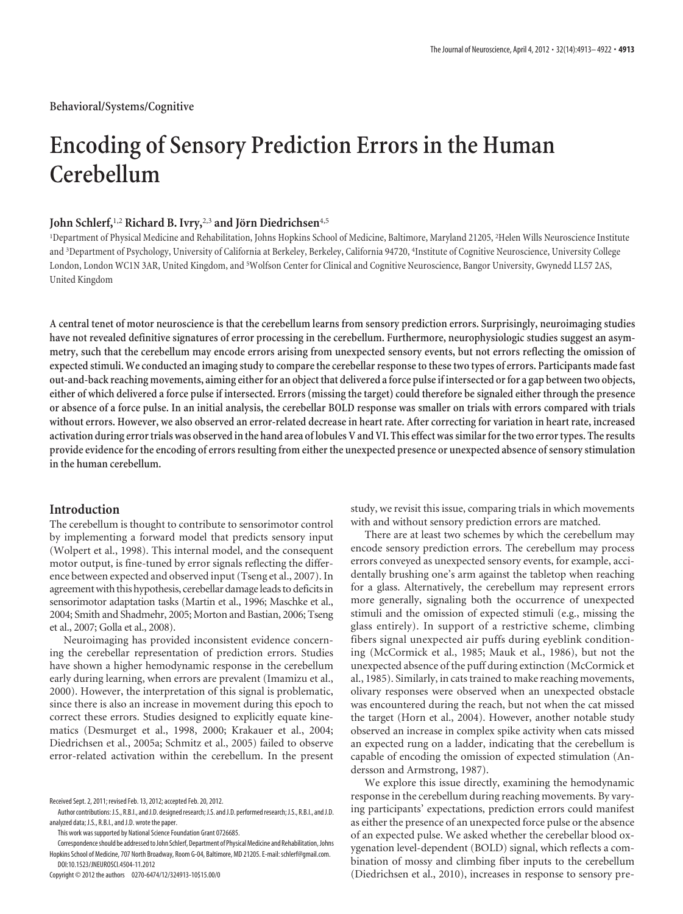Behavioral/Systems/Cognitive

# Encoding of Sensory Prediction Errors in the Human Cerebellum

**John Schlerf,[1,2] Richard B. Ivry,[2,3] and Jörn Diedrichsen[4,5]**

[1]Department of Physical Medicine and Rehabilitation, Johns Hopkins School of Medicine, Baltimore, Maryland 21205, [2]Helen Wills Neuroscience Institute and [3]Department of Psychology, University of California at Berkeley, Berkeley, California 94720, [4]Institute of Cognitive Neuroscience, University College London, London WC1N 3AR, United Kingdom, and [5]Wolfson Center for Clinical and Cognitive Neuroscience, Bangor University, Gwynedd LL57 2AS, United Kingdom

**A central tenet of motor neuroscience is that the cerebellum learns from sensory prediction errors. Surprisingly, neuroimaging studies have not revealed definitive signatures of error processing in the cerebellum. Furthermore, neurophysiologic studies suggest an asymmetry, such that the cerebellum may encode errors arising from unexpected sensory events, but not errors reflecting the omission of expected stimuli. We conducted an imaging study to compare the cerebellar response to these two types of errors. Participants made fast out-and-back reaching movements, aiming either for an object that delivered a force pulse if intersected or for a gap between two objects, either of which delivered a force pulse if intersected. Errors (missing the target) could therefore be signaled either through the presence or absence of a force pulse. In an initial analysis, the cerebellar BOLD response was smaller on trials with errors compared with trials without errors. However, we also observed an error-related decrease in heart rate. After correcting for variation in heart rate, increased activation during error trials was observed in the hand area of lobules V and VI. This effect was similar for the two error types. The results provide evidence for the encoding of errors resulting from either the unexpected presence or unexpected absence of sensory stimulation in the human cerebellum.**

## Introduction

The cerebellum is thought to contribute to sensorimotor control by implementing a forward model that predicts sensory input (Wolpert et al., 1998). This internal model, and the consequent motor output, is fine-tuned by error signals reflecting the difference between expected and observed input (Tseng et al., 2007). In agreement with this hypothesis, cerebellar damage leads to deficits in sensorimotor adaptation tasks (Martin et al., 1996; Maschke et al., 2004; Smith and Shadmehr, 2005; Morton and Bastian, 2006; Tseng et al., 2007; Golla et al., 2008).

Neuroimaging has provided inconsistent evidence concerning the cerebellar representation of prediction errors. Studies have shown a higher hemodynamic response in the cerebellum early during learning, when errors are prevalent (Imamizu et al., 2000). However, the interpretation of this signal is problematic, since there is also an increase in movement during this epoch to correct these errors. Studies designed to explicitly equate kinematics (Desmurget et al., 1998, 2000; Krakauer et al., 2004; Diedrichsen et al., 2005a; Schmitz et al., 2005) failed to observe error-related activation within the cerebellum. In the present study, we revisit this issue, comparing trials in which movements with and without sensory prediction errors are matched.

There are at least two schemes by which the cerebellum may encode sensory prediction errors. The cerebellum may process errors conveyed as unexpected sensory events, for example, accidentally brushing one's arm against the tabletop when reaching for a glass. Alternatively, the cerebellum may represent errors more generally, signaling both the occurrence of unexpected stimuli and the omission of expected stimuli (e.g., missing the glass entirely). In support of a restrictive scheme, climbing fibers signal unexpected air puffs during eyeblink conditioning (McCormick et al., 1985; Mauk et al., 1986), but not the unexpected absence of the puff during extinction (McCormick et al., 1985). Similarly, in cats trained to make reaching movements, olivary responses were observed when an unexpected obstacle was encountered during the reach, but not when the cat missed the target (Horn et al., 2004). However, another notable study observed an increase in complex spike activity when cats missed an expected rung on a ladder, indicating that the cerebellum is capable of encoding the omission of expected stimulation (Andersson and Armstrong, 1987).

We explore this issue directly, examining the hemodynamic response in the cerebellum during reaching movements. By varying participants' expectations, prediction errors could manifest as either the presence of an unexpected force pulse or the absence of an expected pulse. We asked whether the cerebellar blood oxygenation level-dependent (BOLD) signal, which reflects a combination of mossy and climbing fiber inputs to the cerebellum (Diedrichsen et al., 2010), increases in response to sensory pre-

Received Sept. 2, 2011; revised Feb. 13, 2012; accepted Feb. 20, 2012.

Author contributions: J.S., R.B.I., and J.D. designed research; J.S. and J.D. performed research; J.S., R.B.I., and J.D. analyzed data; J.S., R.B.I., and J.D. wrote the paper.

This work was supported by National Science Foundation Grant 0726685.

Correspondence should be addressed to John Schlerf, Department of Physical Medicine and Rehabilitation, Johns Hopkins School of Medicine, 707 North Broadway, Room G-04, Baltimore, MD 21205. E-mail: schlerf@gmail.com.

DOI:10.1523/JNEUROSCI.4504-11.2012

Copyright © 2012 the authors 0270-6474/12/324913-10$15.00/0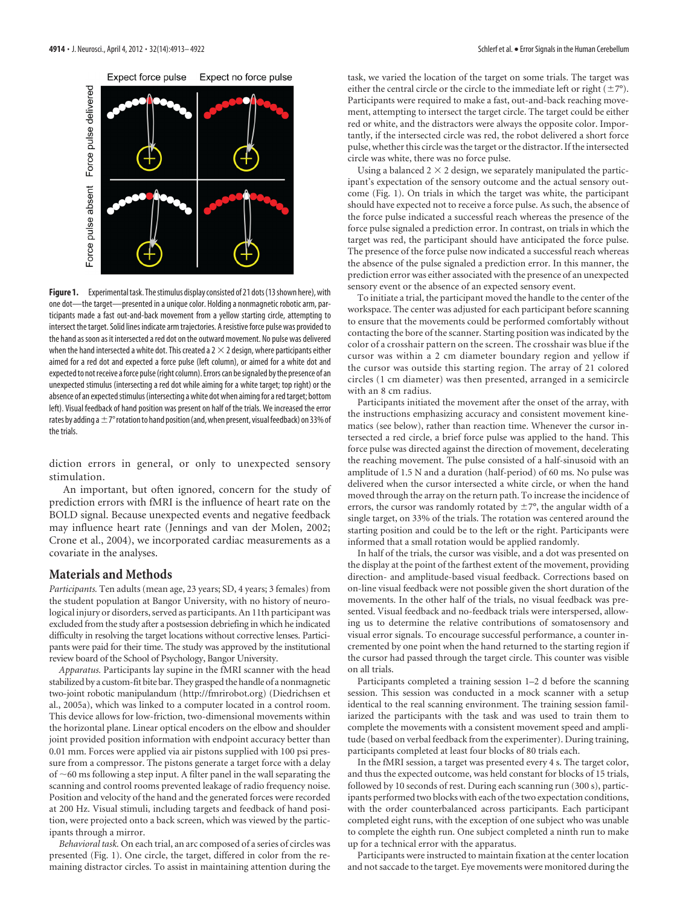Expect force pulse | Expect no force pulse

Force pulse delivered | Force pulse absent

**Figure 1.** Experimental task. The stimulus display consisted of 21 dots (13 shown here), with one dot—the target—presented in a unique color. Holding a nonmagnetic robotic arm, participants made a fast out-and-back movement from a yellow starting circle, attempting to intersect the target circle. Solid lines indicate arm trajectories. A resistive force pulse was provided to the hand as soon as it intersected a red dot on the outward movement. No pulse was delivered when the hand intersected a white dot. This created a 2 × 2 design, where participants either aimed for a red dot and expected a force pulse (left column), or aimed for a white dot and expected to not receive a force pulse (right column). Errors can be signaled by the presence of an unexpected stimulus (intersecting a red dot while aiming for a white target; top right) or the absence of an expected stimulus (intersecting a white dot when aiming for a red target; bottom left). Visual feedback of hand position was present on half of the trials. We increased the error rates by adding a ±7° rotation to hand position (and, when present, visual feedback) on 33% of the trials.

diction errors in general, or only to unexpected sensory stimulation.

An important, but often ignored, concern for the study of prediction errors with fMRI is the influence of heart rate on the BOLD signal. Because unexpected events and negative feedback may influence heart rate (Jennings and van der Molen, 2002; Crone et al., 2004), we incorporated cardiac measurements as a covariate in the analyses.

## Materials and Methods

*Participants.* Ten adults (mean age, 23 years; SD, 4 years; 3 females) from the student population at Bangor University, with no history of neurological injury or disorders, served as participants. An 11th participant was excluded from the study after a postsession debriefing in which he indicated difficulty in resolving the target locations without corrective lenses. Participants were paid for their time. The study was approved by the institutional review board of the School of Psychology, Bangor University.

*Apparatus.* Participants lay supine in the fMRI scanner with the head stabilized by a custom-fit bite bar. They grasped the handle of a nonmagnetic two-joint robotic manipulandum (http://fmrirobot.org) (Diedrichsen et al., 2005a), which was linked to a computer located in a control room. This device allows for low-friction, two-dimensional movements within the horizontal plane. Linear optical encoders on the elbow and shoulder joint provided position information with endpoint accuracy better than 0.01 mm. Forces were applied via air pistons supplied with 100 psi pressure from a compressor. The pistons generate a target force with a delay of ~60 ms following a step input. A filter panel in the wall separating the scanning and control rooms prevented leakage of radio frequency noise. Position and velocity of the hand and the generated forces were recorded at 200 Hz. Visual stimuli, including targets and feedback of hand position, were projected onto a back screen, which was viewed by the participants through a mirror.

*Behavioral task.* On each trial, an arc composed of a series of circles was presented (Fig. 1). One circle, the target, differed in color from the remaining distractor circles. To assist in maintaining attention during the task, we varied the location of the target on some trials. The target was either the central circle or the circle to the immediate left or right (±7°). Participants were required to make a fast, out-and-back reaching movement, attempting to intersect the target circle. The target could be either red or white, and the distractors were always the opposite color. Importantly, if the intersected circle was red, the robot delivered a short force pulse, whether this circle was the target or the distractor. If the intersected circle was white, there was no force pulse.

Using a balanced 2 × 2 design, we separately manipulated the participant's expectation of the sensory outcome and the actual sensory outcome (Fig. 1). On trials in which the target was white, the participant should have expected not to receive a force pulse. As such, the absence of the force pulse indicated a successful reach whereas the presence of the force pulse signaled a prediction error. In contrast, on trials in which the target was red, the participant should have anticipated the force pulse. The presence of the force pulse now indicated a successful reach whereas the absence of the pulse signaled a prediction error. In this manner, the prediction error was either associated with the presence of an unexpected sensory event or the absence of an expected sensory event.

To initiate a trial, the participant moved the handle to the center of the workspace. The center was adjusted for each participant before scanning to ensure that the movements could be performed comfortably without contacting the bore of the scanner. Starting position was indicated by the color of a crosshair pattern on the screen. The crosshair was blue if the cursor was within a 2 cm diameter boundary region and yellow if the cursor was outside this starting region. The array of 21 colored circles (1 cm diameter) was then presented, arranged in a semicircle with an 8 cm radius.

Participants initiated the movement after the onset of the array, with the instructions emphasizing accuracy and consistent movement kinematics (see below), rather than reaction time. Whenever the cursor intersected a red circle, a brief force pulse was applied to the hand. This force pulse was directed against the direction of movement, decelerating the reaching movement. The pulse consisted of a half-sinusoid with an amplitude of 1.5 N and a duration (half-period) of 60 ms. No pulse was delivered when the cursor intersected a white circle, or when the hand moved through the array on the return path. To increase the incidence of errors, the cursor was randomly rotated by ±7°, the angular width of a single target, on 33% of the trials. The rotation was centered around the starting position and could be to the left or the right. Participants were informed that a small rotation would be applied randomly.

In half of the trials, the cursor was visible, and a dot was presented on the display at the point of the farthest extent of the movement, providing direction- and amplitude-based visual feedback. Corrections based on on-line visual feedback were not possible given the short duration of the movements. In the other half of the trials, no visual feedback was presented. Visual feedback and no-feedback trials were interspersed, allowing us to determine the relative contributions of somatosensory and visual error signals. To encourage successful performance, a counter incremented by one point when the hand returned to the starting region if the cursor had passed through the target circle. This counter was visible on all trials.

Participants completed a training session 1–2 d before the scanning session. This session was conducted in a mock scanner with a setup identical to the real scanning environment. The training session familiarized the participants with the task and was used to train them to complete the movements with a consistent movement speed and amplitude (based on verbal feedback from the experimenter). During training, participants completed at least four blocks of 80 trials each.

In the fMRI session, a target was presented every 4 s. The target color, and thus the expected outcome, was held constant for blocks of 15 trials, followed by 10 seconds of rest. During each scanning run (300 s), participants performed two blocks with each of the two expectation conditions, with the order counterbalanced across participants. Each participant completed eight runs, with the exception of one subject who was unable to complete the eighth run. One subject completed a ninth run to make up for a technical error with the apparatus.

Participants were instructed to maintain fixation at the center location and not saccade to the target. Eye movements were monitored during the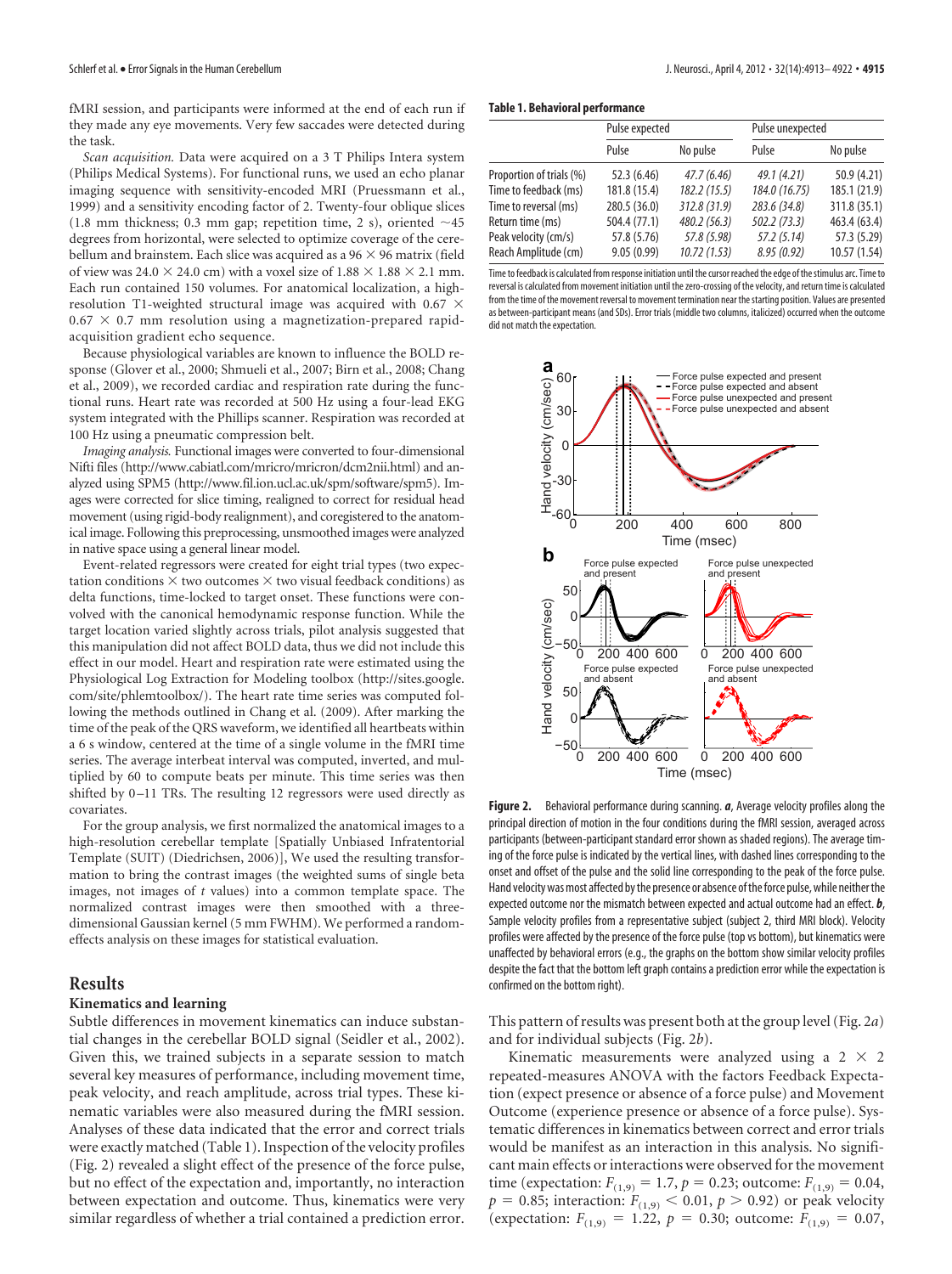fMRI session, and participants were informed at the end of each run if they made any eye movements. Very few saccades were detected during the task.

*Scan acquisition.* Data were acquired on a 3 T Philips Intera system (Philips Medical Systems). For functional runs, we used an echo planar imaging sequence with sensitivity-encoded MRI (Pruessmann et al., 1999) and a sensitivity encoding factor of 2. Twenty-four oblique slices (1.8 mm thickness; 0.3 mm gap; repetition time, 2 s), oriented ~45 degrees from horizontal, were selected to optimize coverage of the cerebellum and brainstem. Each slice was acquired as a 96 × 96 matrix (field of view was 24.0 × 24.0 cm) with a voxel size of 1.88 × 1.88 × 2.1 mm. Each run contained 150 volumes. For anatomical localization, a high-resolution T1-weighted structural image was acquired with 0.67 × 0.67 × 0.7 mm resolution using a magnetization-prepared rapid-acquisition gradient echo sequence.

Because physiological variables are known to influence the BOLD response (Glover et al., 2000; Shmueli et al., 2007; Birn et al., 2008; Chang et al., 2009), we recorded cardiac and respiration rate during the functional runs. Heart rate was recorded at 500 Hz using a four-lead EKG system integrated with the Phillips scanner. Respiration was recorded at 100 Hz using a pneumatic compression belt.

*Imaging analysis.* Functional images were converted to four-dimensional Nifti files (http://www.cabiatl.com/mricro/mricron/dcm2nii.html) and analyzed using SPM5 (http://www.fil.ion.ucl.ac.uk/spm/software/spm5). Images were corrected for slice timing, realigned to correct for residual head movement (using rigid-body realignment), and coregistered to the anatomical image. Following this preprocessing, unsmoothed images were analyzed in native space using a general linear model.

Event-related regressors were created for eight trial types (two expectation conditions × two outcomes × two visual feedback conditions) as delta functions, time-locked to target onset. These functions were convolved with the canonical hemodynamic response function. While the target location varied slightly across trials, pilot analysis suggested that this manipulation did not affect BOLD data, thus we did not include this effect in our model. Heart and respiration rate were estimated using the Physiological Log Extraction for Modeling toolbox (http://sites.google.com/site/phlemtoolbox/). The heart rate time series was computed following the methods outlined in Chang et al. (2009). After marking the time of the peak of the QRS waveform, we identified all heartbeats within a 6 s window, centered at the time of a single volume in the fMRI time series. The average interbeat interval was computed, inverted, and multiplied by 60 to compute beats per minute. This time series was then shifted by 0–11 TRs. The resulting 12 regressors were used directly as covariates.

For the group analysis, we first normalized the anatomical images to a high-resolution cerebellar template [Spatially Unbiased Infratentorial Template (SUIT) (Diedrichsen, 2006)], We used the resulting transformation to bring the contrast images (the weighted sums of single beta images, not images of *t* values) into a common template space. The normalized contrast images were then smoothed with a three-dimensional Gaussian kernel (5 mm FWHM). We performed a random-effects analysis on these images for statistical evaluation.

## Results

### Kinematics and learning

Subtle differences in movement kinematics can induce substantial changes in the cerebellar BOLD signal (Seidler et al., 2002). Given this, we trained subjects in a separate session to match several key measures of performance, including movement time, peak velocity, and reach amplitude, across trial types. These kinematic variables were also measured during the fMRI session. Analyses of these data indicated that the error and correct trials were exactly matched (Table 1). Inspection of the velocity profiles (Fig. 2) revealed a slight effect of the presence of the force pulse, but no effect of the expectation and, importantly, no interaction between expectation and outcome. Thus, kinematics were very similar regardless of whether a trial contained a prediction error.

**Table 1. Behavioral performance**

| | Pulse expected | | Pulse unexpected | |
|---|---|---|---|---|
| | Pulse | No pulse | Pulse | No pulse |
| Proportion of trials (%) | 52.3 (6.46) | *47.7 (6.46)* | *49.1 (4.21)* | 50.9 (4.21) |
| Time to feedback (ms) | 181.8 (15.4) | *182.2 (15.5)* | *184.0 (16.75)* | 185.1 (21.9) |
| Time to reversal (ms) | 280.5 (36.0) | *312.8 (31.9)* | *283.6 (34.8)* | 311.8 (35.1) |
| Return time (ms) | 504.4 (77.1) | *480.2 (56.3)* | *502.2 (73.3)* | 463.4 (63.4) |
| Peak velocity (cm/s) | 57.8 (5.76) | *57.8 (5.98)* | *57.2 (5.14)* | 57.3 (5.29) |
| Reach Amplitude (cm) | 9.05 (0.99) | *10.72 (1.53)* | *8.95 (0.92)* | 10.57 (1.54) |

Time to feedback is calculated from response initiation until the cursor reached the edge of the stimulus arc. Time to reversal is calculated from movement initiation until the zero-crossing of the velocity, and return time is calculated from the time of the movement reversal to movement termination near the starting position. Values are presented as between-participant means (and SDs). Error trials (middle two columns, italicized) occurred when the outcome did not match the expectation.

**Figure 2.** Behavioral performance during scanning. ***a***, Average velocity profiles along the principal direction of motion in the four conditions during the fMRI session, averaged across participants (between-participant standard error shown as shaded regions). The average timing of the force pulse is indicated by the vertical lines, with dashed lines corresponding to the onset and offset of the pulse and the solid line corresponding to the peak of the force pulse. Hand velocity was most affected by the presence or absence of the force pulse, while neither the expected outcome nor the mismatch between expected and actual outcome had an effect. ***b***, Sample velocity profiles from a representative subject (subject 2, third MRI block). Velocity profiles were affected by the presence of the force pulse (top vs bottom), but kinematics were unaffected by behavioral errors (e.g., the graphs on the bottom show similar velocity profiles despite the fact that the bottom left graph contains a prediction error while the expectation is confirmed on the bottom right).

This pattern of results was present both at the group level (Fig. 2*a*) and for individual subjects (Fig. 2*b*).

Kinematic measurements were analyzed using a 2 × 2 repeated-measures ANOVA with the factors Feedback Expectation (expect presence or absence of a force pulse) and Movement Outcome (experience presence or absence of a force pulse). Systematic differences in kinematics between correct and error trials would be manifest as an interaction in this analysis. No significant main effects or interactions were observed for the movement time (expectation: $F_{(1,9)} = 1.7$, $p = 0.23$; outcome: $F_{(1,9)} = 0.04$, $p = 0.85$; interaction: $F_{(1,9)} < 0.01$, $p > 0.92$) or peak velocity (expectation: $F_{(1,9)} = 1.22$, $p = 0.30$; outcome: $F_{(1,9)} = 0.07$,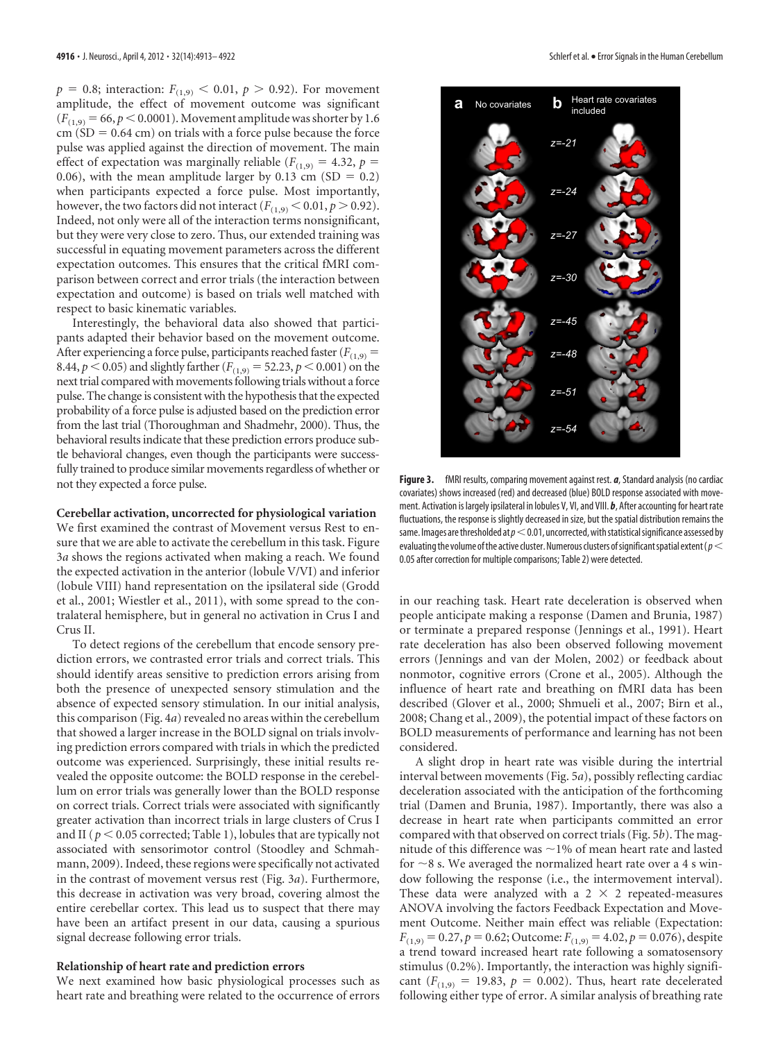$p$ = 0.8; interaction: $F_{(1,9)} < 0.01$, $p > 0.92$). For movement amplitude, the effect of movement outcome was significant ($F_{(1,9)} = 66$, $p < 0.0001$). Movement amplitude was shorter by 1.6 cm (SD = 0.64 cm) on trials with a force pulse because the force pulse was applied against the direction of movement. The main effect of expectation was marginally reliable ($F_{(1,9)} = 4.32$, $p$ = 0.06), with the mean amplitude larger by 0.13 cm (SD = 0.2) when participants expected a force pulse. Most importantly, however, the two factors did not interact ($F_{(1,9)} < 0.01$, $p > 0.92$). Indeed, not only were all of the interaction terms nonsignificant, but they were very close to zero. Thus, our extended training was successful in equating movement parameters across the different expectation outcomes. This ensures that the critical fMRI comparison between correct and error trials (the interaction between expectation and outcome) is based on trials well matched with respect to basic kinematic variables.

Interestingly, the behavioral data also showed that participants adapted their behavior based on the movement outcome. After experiencing a force pulse, participants reached faster ($F_{(1,9)}$ = 8.44, $p < 0.05$) and slightly farther ($F_{(1,9)} = 52.23$, $p < 0.001$) on the next trial compared with movements following trials without a force pulse. The change is consistent with the hypothesis that the expected probability of a force pulse is adjusted based on the prediction error from the last trial (Thoroughman and Shadmehr, 2000). Thus, the behavioral results indicate that these prediction errors produce subtle behavioral changes, even though the participants were successfully trained to produce similar movements regardless of whether or not they expected a force pulse.

**Cerebellar activation, uncorrected for physiological variation**

We first examined the contrast of Movement versus Rest to ensure that we are able to activate the cerebellum in this task. Figure 3*a* shows the regions activated when making a reach. We found the expected activation in the anterior (lobule V/VI) and inferior (lobule VIII) hand representation on the ipsilateral side (Grodd et al., 2001; Wiestler et al., 2011), with some spread to the contralateral hemisphere, but in general no activation in Crus I and Crus II.

To detect regions of the cerebellum that encode sensory prediction errors, we contrasted error trials and correct trials. This should identify areas sensitive to prediction errors arising from both the presence of unexpected sensory stimulation and the absence of expected sensory stimulation. In our initial analysis, this comparison (Fig. 4*a*) revealed no areas within the cerebellum that showed a larger increase in the BOLD signal on trials involving prediction errors compared with trials in which the predicted outcome was experienced. Surprisingly, these initial results revealed the opposite outcome: the BOLD response in the cerebellum on error trials was generally lower than the BOLD response on correct trials. Correct trials were associated with significantly greater activation than incorrect trials in large clusters of Crus I and II ($p < 0.05$ corrected; Table 1), lobules that are typically not associated with sensorimotor control (Stoodley and Schmahmann, 2009). Indeed, these regions were specifically not activated in the contrast of movement versus rest (Fig. 3*a*). Furthermore, this decrease in activation was very broad, covering almost the entire cerebellar cortex. This lead us to suspect that there may have been an artifact present in our data, causing a spurious signal decrease following error trials.

**Relationship of heart rate and prediction errors**

We next examined how basic physiological processes such as heart rate and breathing were related to the occurrence of errors in our reaching task. Heart rate deceleration is observed when people anticipate making a response (Damen and Brunia, 1987) or terminate a prepared response (Jennings et al., 1991). Heart rate deceleration has also been observed following movement errors (Jennings and van der Molen, 2002) or feedback about nonmotor, cognitive errors (Crone et al., 2005). Although the influence of heart rate and breathing on fMRI data has been described (Glover et al., 2000; Shmueli et al., 2007; Birn et al., 2008; Chang et al., 2009), the potential impact of these factors on BOLD measurements of performance and learning has not been considered.

A slight drop in heart rate was visible during the intertrial interval between movements (Fig. 5*a*), possibly reflecting cardiac deceleration associated with the anticipation of the forthcoming trial (Damen and Brunia, 1987). Importantly, there was also a decrease in heart rate when participants committed an error compared with that observed on correct trials (Fig. 5*b*). The magnitude of this difference was ~1% of mean heart rate and lasted for ~8 s. We averaged the normalized heart rate over a 4 s window following the response (i.e., the intermovement interval). These data were analyzed with a 2 × 2 repeated-measures ANOVA involving the factors Feedback Expectation and Movement Outcome. Neither main effect was reliable (Expectation: $F_{(1,9)} = 0.27$, $p = 0.62$; Outcome: $F_{(1,9)} = 4.02$, $p = 0.076$), despite a trend toward increased heart rate following a somatosensory stimulus (0.2%). Importantly, the interaction was highly significant ($F_{(1,9)} = 19.83$, $p = 0.002$). Thus, heart rate decelerated following either type of error. A similar analysis of breathing rate

**Figure 3.** fMRI results, comparing movement against rest. ***a***, Standard analysis (no cardiac covariates) shows increased (red) and decreased (blue) BOLD response associated with movement. Activation is largely ipsilateral in lobules V, VI, and VIII. ***b***, After accounting for heart rate fluctuations, the response is slightly decreased in size, but the spatial distribution remains the same. Images are thresholded at $p < 0.01$, uncorrected, with statistical significance assessed by evaluating the volume of the active cluster. Numerous clusters of significant spatial extent ($p < 0.05$ after correction for multiple comparisons; Table 2) were detected.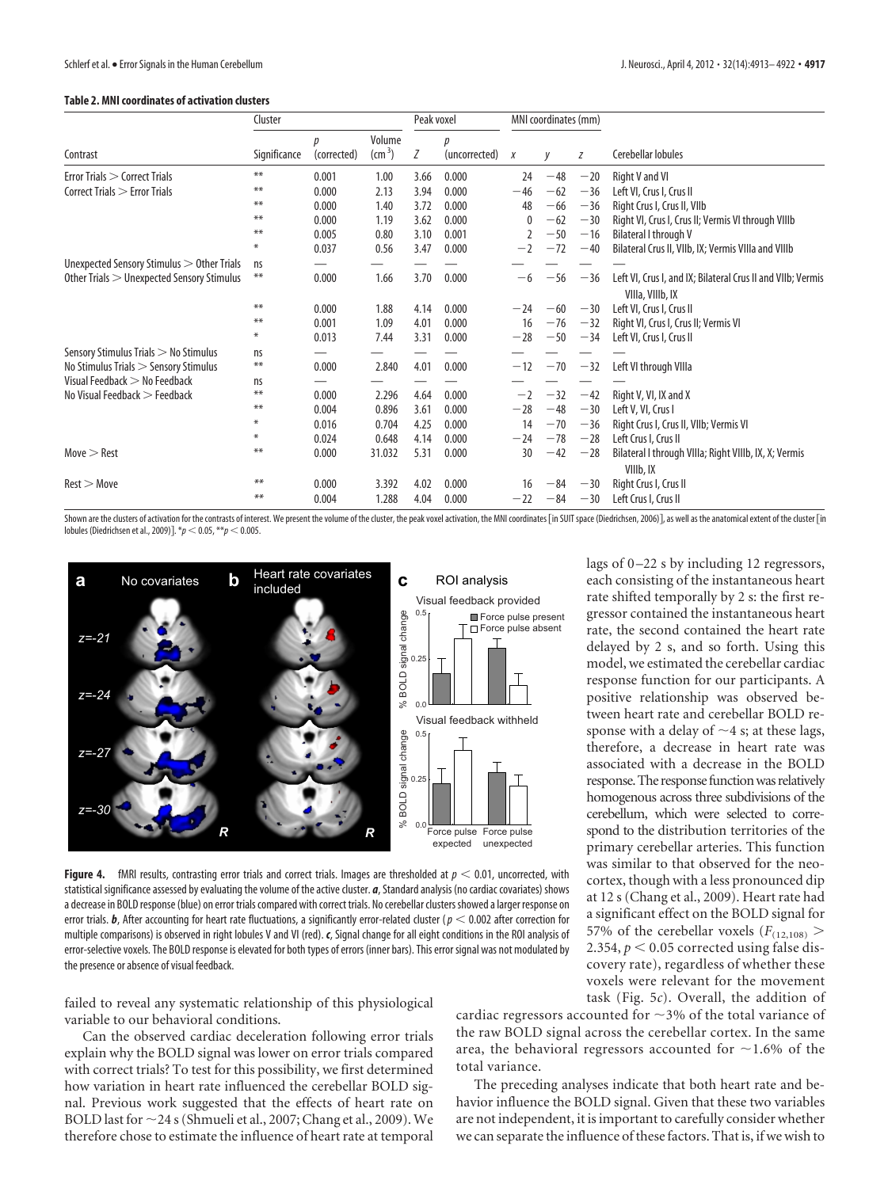**Table 2. MNI coordinates of activation clusters**

| | Cluster | | | Peak voxel | | MNI coordinates (mm) | | | |
|---|---|---|---|---|---|---|---|---|---|
| Contrast | Significance | *p* (corrected) | Volume (cm³) | *Z* | *p* (uncorrected) | *x* | *y* | *z* | Cerebellar lobules |
| Error Trials > Correct Trials | ** | 0.001 | 1.00 | 3.66 | 0.000 | 24 | −48 | −20 | Right V and VI |
| Correct Trials > Error Trials | ** | 0.000 | 2.13 | 3.94 | 0.000 | −46 | −62 | −36 | Left VI, Crus I, Crus II |
| | ** | 0.000 | 1.40 | 3.72 | 0.000 | 48 | −66 | −36 | Right Crus I, Crus II, VIIb |
| | ** | 0.000 | 1.19 | 3.62 | 0.000 | 0 | −62 | −30 | Right VI, Crus I, Crus II; Vermis VI through VIIIb |
| | ** | 0.005 | 0.80 | 3.10 | 0.001 | 2 | −50 | −16 | Bilateral I through V |
| | * | 0.037 | 0.56 | 3.47 | 0.000 | −2 | −72 | −40 | Bilateral Crus II, VIIb, IX; Vermis VIIIa and VIIIb |
| Unexpected Sensory Stimulus > Other Trials | ns | — | — | — | — | — | — | — | — |
| Other Trials > Unexpected Sensory Stimulus | ** | 0.000 | 1.66 | 3.70 | 0.000 | −6 | −56 | −36 | Left VI, Crus I, and IX; Bilateral Crus II and VIIb; Vermis VIIIa, VIIIb, IX |
| | ** | 0.000 | 1.88 | 4.14 | 0.000 | −24 | −60 | −30 | Left VI, Crus I, Crus II |
| | ** | 0.001 | 1.09 | 4.01 | 0.000 | 16 | −76 | −32 | Right VI, Crus I, Crus II; Vermis VI |
| | * | 0.013 | 7.44 | 3.31 | 0.000 | −28 | −50 | −34 | Left VI, Crus I, Crus II |
| Sensory Stimulus Trials > No Stimulus | ns | — | — | — | — | — | — | — | — |
| No Stimulus Trials > Sensory Stimulus | ** | 0.000 | 2.840 | 4.01 | 0.000 | −12 | −70 | −32 | Left VI through VIIIa |
| Visual Feedback > No Feedback | ns | — | — | — | — | — | — | — | — |
| No Visual Feedback > Feedback | ** | 0.000 | 2.296 | 4.64 | 0.000 | −2 | −32 | −42 | Right V, VI, IX and X |
| | ** | 0.004 | 0.896 | 3.61 | 0.000 | −28 | −48 | −30 | Left V, VI, Crus I |
| | * | 0.016 | 0.704 | 4.25 | 0.000 | 14 | −70 | −36 | Right Crus I, Crus II, VIIb; Vermis VI |
| | * | 0.024 | 0.648 | 4.14 | 0.000 | −24 | −78 | −28 | Left Crus I, Crus II |
| Move > Rest | ** | 0.000 | 31.032 | 5.31 | 0.000 | 30 | −42 | −28 | Bilateral I through VIIIa; Right VIIIb, IX, X; Vermis VIIIb, IX |
| Rest > Move | ** | 0.000 | 3.392 | 4.02 | 0.000 | 16 | −84 | −30 | Right Crus I, Crus II |
| | ** | 0.004 | 1.288 | 4.04 | 0.000 | −22 | −84 | −30 | Left Crus I, Crus II |

Shown are the clusters of activation for the contrasts of interest. We present the volume of the cluster, the peak voxel activation, the MNI coordinates [in SUIT space (Diedrichsen, 2006)], as well as the anatomical extent of the cluster [in lobules (Diedrichsen et al., 2009)]. *$p < 0.05$, **$p < 0.005$.

**Figure 4.** fMRI results, contrasting error trials and correct trials. Images are thresholded at $p < 0.01$, uncorrected, with statistical significance assessed by evaluating the volume of the active cluster. ***a***, Standard analysis (no cardiac covariates) shows a decrease in BOLD response (blue) on error trials compared with correct trials. No cerebellar clusters showed a larger response on error trials. ***b***, After accounting for heart rate fluctuations, a significantly error-related cluster ($p < 0.002$ after correction for multiple comparisons) is observed in right lobules V and VI (red). ***c***, Signal change for all eight conditions in the ROI analysis of error-selective voxels. The BOLD response is elevated for both types of errors (inner bars). This error signal was not modulated by the presence or absence of visual feedback.

failed to reveal any systematic relationship of this physiological variable to our behavioral conditions.

Can the observed cardiac deceleration following error trials explain why the BOLD signal was lower on error trials compared with correct trials? To test for this possibility, we first determined how variation in heart rate influenced the cerebellar BOLD signal. Previous work suggested that the effects of heart rate on BOLD last for ~24 s (Shmueli et al., 2007; Chang et al., 2009). We therefore chose to estimate the influence of heart rate at temporal lags of 0–22 s by including 12 regressors, each consisting of the instantaneous heart rate shifted temporally by 2 s: the first regressor contained the instantaneous heart rate, the second contained the heart rate delayed by 2 s, and so forth. Using this model, we estimated the cerebellar cardiac response function for our participants. A positive relationship was observed between heart rate and cerebellar BOLD response with a delay of ~4 s; at these lags, therefore, a decrease in heart rate was associated with a decrease in the BOLD response. The response function was relatively homogenous across three subdivisions of the cerebellum, which were selected to correspond to the distribution territories of the primary cerebellar arteries. This function was similar to that observed for the neocortex, though with a less pronounced dip at 12 s (Chang et al., 2009). Heart rate had a significant effect on the BOLD signal for 57% of the cerebellar voxels ($F_{(12,108)} > 2.354$, $p < 0.05$ corrected using false discovery rate), regardless of whether these voxels were relevant for the movement task (Fig. 5*c*). Overall, the addition of cardiac regressors accounted for ~3% of the total variance of the raw BOLD signal across the cerebellar cortex. In the same area, the behavioral regressors accounted for ~1.6% of the total variance.

The preceding analyses indicate that both heart rate and behavior influence the BOLD signal. Given that these two variables are not independent, it is important to carefully consider whether we can separate the influence of these factors. That is, if we wish to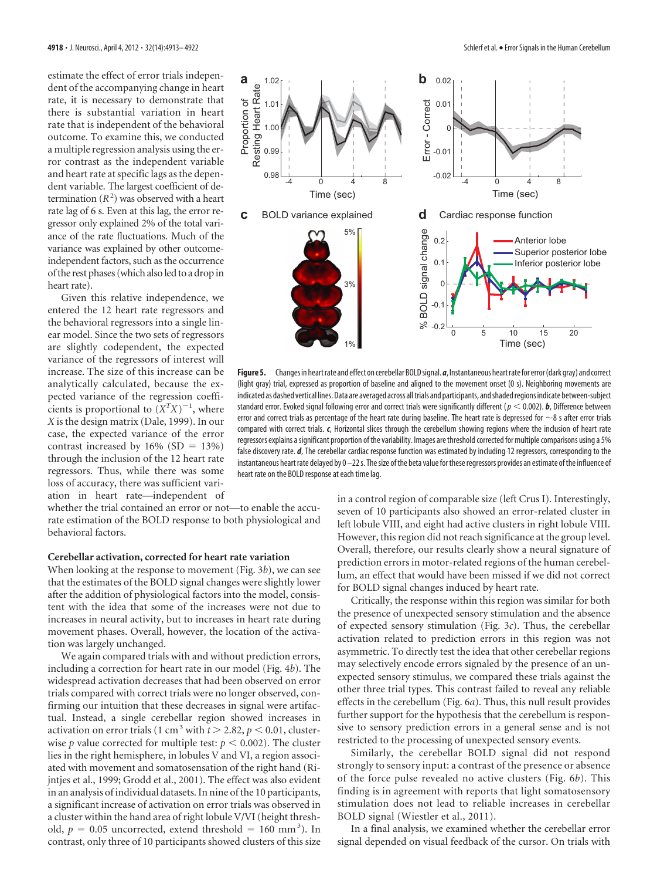estimate the effect of error trials independent of the accompanying change in heart rate, it is necessary to demonstrate that there is substantial variation in heart rate that is independent of the behavioral outcome. To examine this, we conducted a multiple regression analysis using the error contrast as the independent variable and heart rate at specific lags as the dependent variable. The largest coefficient of determination ($R^2$) was observed with a heart rate lag of 6 s. Even at this lag, the error regressor only explained 2% of the total variance of the rate fluctuations. Much of the variance was explained by other outcome-independent factors, such as the occurrence of the rest phases (which also led to a drop in heart rate).

Given this relative independence, we entered the 12 heart rate regressors and the behavioral regressors into a single linear model. Since the two sets of regressors are slightly codependent, the expected variance of the regressors of interest will increase. The size of this increase can be analytically calculated, because the expected variance of the regression coefficients is proportional to $(X^TX)^{-1}$, where $X$ is the design matrix (Dale, 1999). In our case, the expected variance of the error contrast increased by 16% (SD = 13%) through the inclusion of the 12 heart rate regressors. Thus, while there was some loss of accuracy, there was sufficient variation in heart rate—independent of whether the trial contained an error or not—to enable the accurate estimation of the BOLD response to both physiological and behavioral factors.

**Figure 5.** Changes in heart rate and effect on cerebellar BOLD signal. ***a***, Instantaneous heart rate for error (dark gray) and correct (light gray) trial, expressed as proportion of baseline and aligned to the movement onset (0 s). Neighboring movements are indicated as dashed vertical lines. Data are averaged across all trials and participants, and shaded regions indicate between-subject standard error. Evoked signal following error and correct trials were significantly different ($p < 0.002$). ***b***, Difference between error and correct trials as percentage of the heart rate during baseline. The heart rate is depressed for ~8 s after error trials compared with correct trials. ***c***, Horizontal slices through the cerebellum showing regions where the inclusion of heart rate regressors explains a significant proportion of the variability. Images are threshold corrected for multiple comparisons using a 5% false discovery rate. ***d***, The cerebellar cardiac response function was estimated by including 12 regressors, corresponding to the instantaneous heart rate delayed by 0–22 s. The size of the beta value for these regressors provides an estimate of the influence of heart rate on the BOLD response at each time lag.

### Cerebellar activation, corrected for heart rate variation

When looking at the response to movement (Fig. 3*b*), we can see that the estimates of the BOLD signal changes were slightly lower after the addition of physiological factors into the model, consistent with the idea that some of the increases were not due to increases in neural activity, but to increases in heart rate during movement phases. Overall, however, the location of the activation was largely unchanged.

We again compared trials with and without prediction errors, including a correction for heart rate in our model (Fig. 4*b*). The widespread activation decreases that had been observed on error trials compared with correct trials were no longer observed, confirming our intuition that these decreases in signal were artifactual. Instead, a single cerebellar region showed increases in activation on error trials (1 cm$^3$ with $t > 2.82$, $p < 0.01$, clusterwise $p$ value corrected for multiple test: $p < 0.002$). The cluster lies in the right hemisphere, in lobules V and VI, a region associated with movement and somatosensation of the right hand (Rijntjes et al., 1999; Grodd et al., 2001). The effect was also evident in an analysis of individual datasets. In nine of the 10 participants, a significant increase of activation on error trials was observed in a cluster within the hand area of right lobule V/VI (height threshold, $p = 0.05$ uncorrected, extend threshold = 160 mm$^3$). In contrast, only three of 10 participants showed clusters of this size in a control region of comparable size (left Crus I). Interestingly, seven of 10 participants also showed an error-related cluster in left lobule VIII, and eight had active clusters in right lobule VIII. However, this region did not reach significance at the group level. Overall, therefore, our results clearly show a neural signature of prediction errors in motor-related regions of the human cerebellum, an effect that would have been missed if we did not correct for BOLD signal changes induced by heart rate.

Critically, the response within this region was similar for both the presence of unexpected sensory stimulation and the absence of expected sensory stimulation (Fig. 3*c*). Thus, the cerebellar activation related to prediction errors in this region was not asymmetric. To directly test the idea that other cerebellar regions may selectively encode errors signaled by the presence of an unexpected sensory stimulus, we compared these trials against the other three trial types. This contrast failed to reveal any reliable effects in the cerebellum (Fig. 6*a*). Thus, this null result provides further support for the hypothesis that the cerebellum is responsive to sensory prediction errors in a general sense and is not restricted to the processing of unexpected sensory events.

Similarly, the cerebellar BOLD signal did not respond strongly to sensory input: a contrast of the presence or absence of the force pulse revealed no active clusters (Fig. 6*b*). This finding is in agreement with reports that light somatosensory stimulation does not lead to reliable increases in cerebellar BOLD signal (Wiestler et al., 2011).

In a final analysis, we examined whether the cerebellar error signal depended on visual feedback of the cursor. On trials with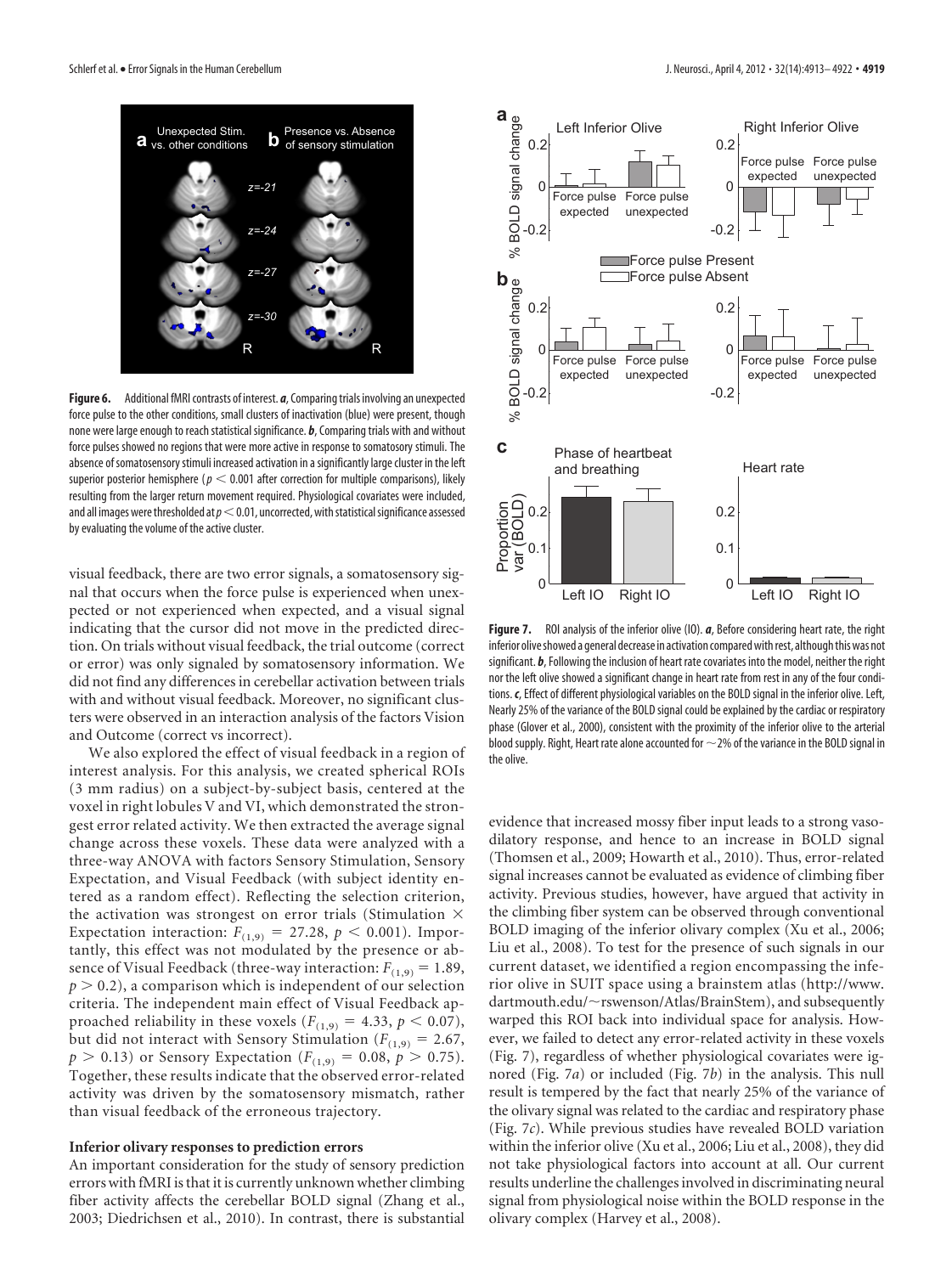**Figure 6.** Additional fMRI contrasts of interest. ***a***, Comparing trials involving an unexpected force pulse to the other conditions, small clusters of inactivation (blue) were present, though none were large enough to reach statistical significance. ***b***, Comparing trials with and without force pulses showed no regions that were more active in response to somatosensory stimuli. The absence of somatosensory stimuli increased activation in a significantly large cluster in the left superior posterior hemisphere ($p < 0.001$ after correction for multiple comparisons), likely resulting from the larger return movement required. Physiological covariates were included, and all images were thresholded at $p < 0.01$, uncorrected, with statistical significance assessed by evaluating the volume of the active cluster.

visual feedback, there are two error signals, a somatosensory signal that occurs when the force pulse is experienced when unexpected or not experienced when expected, and a visual signal indicating that the cursor did not move in the predicted direction. On trials without visual feedback, the trial outcome (correct or error) was only signaled by somatosensory information. We did not find any differences in cerebellar activation between trials with and without visual feedback. Moreover, no significant clusters were observed in an interaction analysis of the factors Vision and Outcome (correct vs incorrect).

We also explored the effect of visual feedback in a region of interest analysis. For this analysis, we created spherical ROIs (3 mm radius) on a subject-by-subject basis, centered at the voxel in right lobules V and VI, which demonstrated the strongest error related activity. We then extracted the average signal change across these voxels. These data were analyzed with a three-way ANOVA with factors Sensory Stimulation, Sensory Expectation, and Visual Feedback (with subject identity entered as a random effect). Reflecting the selection criterion, the activation was strongest on error trials (Stimulation × Expectation interaction: $F_{(1,9)} = 27.28$, $p < 0.001$). Importantly, this effect was not modulated by the presence or absence of Visual Feedback (three-way interaction: $F_{(1,9)} = 1.89$, $p > 0.2$), a comparison which is independent of our selection criteria. The independent main effect of Visual Feedback approached reliability in these voxels ($F_{(1,9)} = 4.33$, $p < 0.07$), but did not interact with Sensory Stimulation ($F_{(1,9)} = 2.67$, $p > 0.13$) or Sensory Expectation ($F_{(1,9)} = 0.08$, $p > 0.75$). Together, these results indicate that the observed error-related activity was driven by the somatosensory mismatch, rather than visual feedback of the erroneous trajectory.

### Inferior olivary responses to prediction errors

An important consideration for the study of sensory prediction errors with fMRI is that it is currently unknown whether climbing fiber activity affects the cerebellar BOLD signal (Zhang et al., 2003; Diedrichsen et al., 2010). In contrast, there is substantial evidence that increased mossy fiber input leads to a strong vasodilatory response, and hence to an increase in BOLD signal (Thomsen et al., 2009; Howarth et al., 2010). Thus, error-related signal increases cannot be evaluated as evidence of climbing fiber activity. Previous studies, however, have argued that activity in the climbing fiber system can be observed through conventional BOLD imaging of the inferior olivary complex (Xu et al., 2006; Liu et al., 2008). To test for the presence of such signals in our current dataset, we identified a region encompassing the inferior olive in SUIT space using a brainstem atlas (http://www.dartmouth.edu/~rswenson/Atlas/BrainStem), and subsequently warped this ROI back into individual space for analysis. However, we failed to detect any error-related activity in these voxels (Fig. 7), regardless of whether physiological covariates were ignored (Fig. 7*a*) or included (Fig. 7*b*) in the analysis. This null result is tempered by the fact that nearly 25% of the variance of the olivary signal was related to the cardiac and respiratory phase (Fig. 7*c*). While previous studies have revealed BOLD variation within the inferior olive (Xu et al., 2006; Liu et al., 2008), they did not take physiological factors into account at all. Our current results underline the challenges involved in discriminating neural signal from physiological noise within the BOLD response in the olivary complex (Harvey et al., 2008).

**Figure 7.** ROI analysis of the inferior olive (IO). ***a***, Before considering heart rate, the right inferior olive showed a general decrease in activation compared with rest, although this was not significant. ***b***, Following the inclusion of heart rate covariates into the model, neither the right nor the left olive showed a significant change in heart rate from rest in any of the four conditions. ***c***, Effect of different physiological variables on the BOLD signal in the inferior olive. Left, Nearly 25% of the variance of the BOLD signal could be explained by the cardiac or respiratory phase (Glover et al., 2000), consistent with the proximity of the inferior olive to the arterial blood supply. Right, Heart rate alone accounted for ~2% of the variance in the BOLD signal in the olive.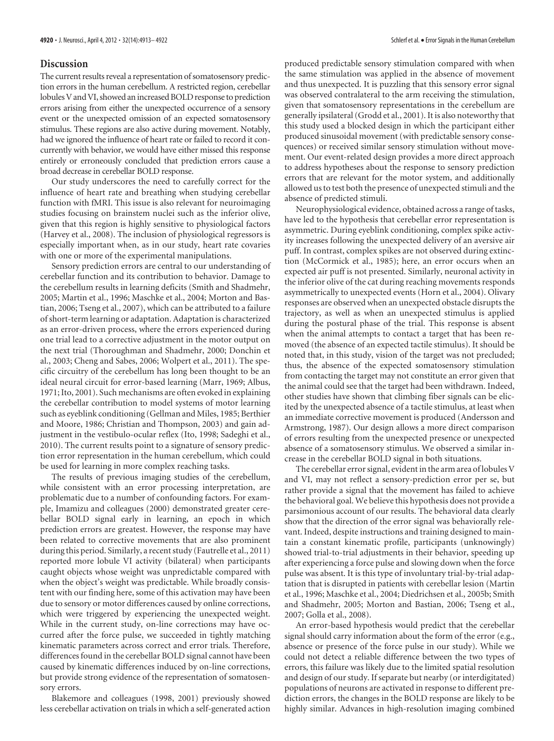## Discussion

The current results reveal a representation of somatosensory prediction errors in the human cerebellum. A restricted region, cerebellar lobules V and VI, showed an increased BOLD response to prediction errors arising from either the unexpected occurrence of a sensory event or the unexpected omission of an expected somatosensory stimulus. These regions are also active during movement. Notably, had we ignored the influence of heart rate or failed to record it concurrently with behavior, we would have either missed this response entirely or erroneously concluded that prediction errors cause a broad decrease in cerebellar BOLD response.

Our study underscores the need to carefully correct for the influence of heart rate and breathing when studying cerebellar function with fMRI. This issue is also relevant for neuroimaging studies focusing on brainstem nuclei such as the inferior olive, given that this region is highly sensitive to physiological factors (Harvey et al., 2008). The inclusion of physiological regressors is especially important when, as in our study, heart rate covaries with one or more of the experimental manipulations.

Sensory prediction errors are central to our understanding of cerebellar function and its contribution to behavior. Damage to the cerebellum results in learning deficits (Smith and Shadmehr, 2005; Martin et al., 1996; Maschke et al., 2004; Morton and Bastian, 2006; Tseng et al., 2007), which can be attributed to a failure of short-term learning or adaptation. Adaptation is characterized as an error-driven process, where the errors experienced during one trial lead to a corrective adjustment in the motor output on the next trial (Thoroughman and Shadmehr, 2000; Donchin et al., 2003; Cheng and Sabes, 2006; Wolpert et al., 2011). The specific circuitry of the cerebellum has long been thought to be an ideal neural circuit for error-based learning (Marr, 1969; Albus, 1971; Ito, 2001). Such mechanisms are often evoked in explaining the cerebellar contribution to model systems of motor learning such as eyeblink conditioning (Gellman and Miles, 1985; Berthier and Moore, 1986; Christian and Thompson, 2003) and gain adjustment in the vestibulo-ocular reflex (Ito, 1998; Sadeghi et al., 2010). The current results point to a signature of sensory prediction error representation in the human cerebellum, which could be used for learning in more complex reaching tasks.

The results of previous imaging studies of the cerebellum, while consistent with an error processing interpretation, are problematic due to a number of confounding factors. For example, Imamizu and colleagues (2000) demonstrated greater cerebellar BOLD signal early in learning, an epoch in which prediction errors are greatest. However, the response may have been related to corrective movements that are also prominent during this period. Similarly, a recent study (Fautrelle et al., 2011) reported more lobule VI activity (bilateral) when participants caught objects whose weight was unpredictable compared with when the object's weight was predictable. While broadly consistent with our finding here, some of this activation may have been due to sensory or motor differences caused by online corrections, which were triggered by experiencing the unexpected weight. While in the current study, on-line corrections may have occurred after the force pulse, we succeeded in tightly matching kinematic parameters across correct and error trials. Therefore, differences found in the cerebellar BOLD signal cannot have been caused by kinematic differences induced by on-line corrections, but provide strong evidence of the representation of somatosensory errors.

Blakemore and colleagues (1998, 2001) previously showed less cerebellar activation on trials in which a self-generated action produced predictable sensory stimulation compared with when the same stimulation was applied in the absence of movement and thus unexpected. It is puzzling that this sensory error signal was observed contralateral to the arm receiving the stimulation, given that somatosensory representations in the cerebellum are generally ipsilateral (Grodd et al., 2001). It is also noteworthy that this study used a blocked design in which the participant either produced sinusoidal movement (with predictable sensory consequences) or received similar sensory stimulation without movement. Our event-related design provides a more direct approach to address hypotheses about the response to sensory prediction errors that are relevant for the motor system, and additionally allowed us to test both the presence of unexpected stimuli and the absence of predicted stimuli.

Neurophysiological evidence, obtained across a range of tasks, have led to the hypothesis that cerebellar error representation is asymmetric. During eyeblink conditioning, complex spike activity increases following the unexpected delivery of an aversive air puff. In contrast, complex spikes are not observed during extinction (McCormick et al., 1985); here, an error occurs when an expected air puff is not presented. Similarly, neuronal activity in the inferior olive of the cat during reaching movements responds asymmetrically to unexpected events (Horn et al., 2004). Olivary responses are observed when an unexpected obstacle disrupts the trajectory, as well as when an unexpected stimulus is applied during the postural phase of the trial. This response is absent when the animal attempts to contact a target that has been removed (the absence of an expected tactile stimulus). It should be noted that, in this study, vision of the target was not precluded; thus, the absence of the expected somatosensory stimulation from contacting the target may not constitute an error given that the animal could see that the target had been withdrawn. Indeed, other studies have shown that climbing fiber signals can be elicited by the unexpected absence of a tactile stimulus, at least when an immediate corrective movement is produced (Andersson and Armstrong, 1987). Our design allows a more direct comparison of errors resulting from the unexpected presence or unexpected absence of a somatosensory stimulus. We observed a similar increase in the cerebellar BOLD signal in both situations.

The cerebellar error signal, evident in the arm area of lobules V and VI, may not reflect a sensory-prediction error per se, but rather provide a signal that the movement has failed to achieve the behavioral goal. We believe this hypothesis does not provide a parsimonious account of our results. The behavioral data clearly show that the direction of the error signal was behaviorally relevant. Indeed, despite instructions and training designed to maintain a constant kinematic profile, participants (unknowingly) showed trial-to-trial adjustments in their behavior, speeding up after experiencing a force pulse and slowing down when the force pulse was absent. It is this type of involuntary trial-by-trial adaptation that is disrupted in patients with cerebellar lesion (Martin et al., 1996; Maschke et al., 2004; Diedrichsen et al., 2005b; Smith and Shadmehr, 2005; Morton and Bastian, 2006; Tseng et al., 2007; Golla et al., 2008).

An error-based hypothesis would predict that the cerebellar signal should carry information about the form of the error (e.g., absence or presence of the force pulse in our study). While we could not detect a reliable difference between the two types of errors, this failure was likely due to the limited spatial resolution and design of our study. If separate but nearby (or interdigitated) populations of neurons are activated in response to different prediction errors, the changes in the BOLD response are likely to be highly similar. Advances in high-resolution imaging combined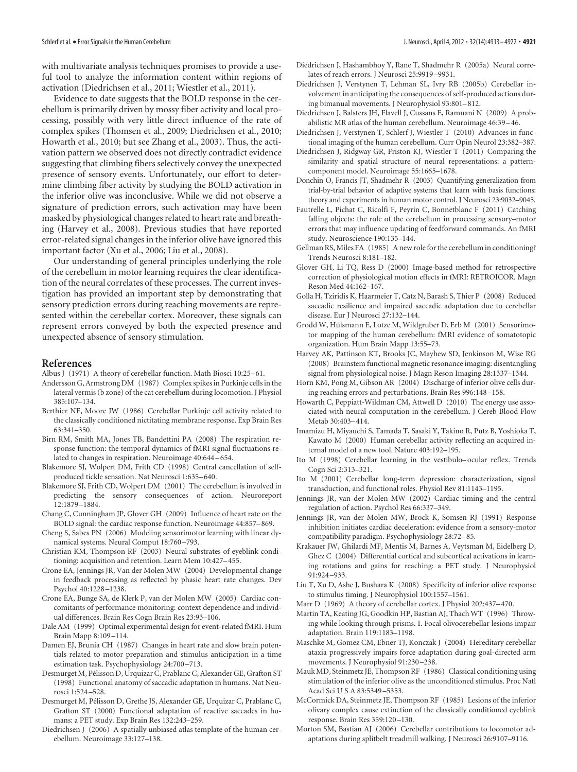with multivariate analysis techniques promises to provide a useful tool to analyze the information content within regions of activation (Diedrichsen et al., 2011; Wiestler et al., 2011).

Evidence to date suggests that the BOLD response in the cerebellum is primarily driven by mossy fiber activity and local processing, possibly with very little direct influence of the rate of complex spikes (Thomsen et al., 2009; Diedrichsen et al., 2010; Howarth et al., 2010; but see Zhang et al., 2003). Thus, the activation pattern we observed does not directly contradict evidence suggesting that climbing fibers selectively convey the unexpected presence of sensory events. Unfortunately, our effort to determine climbing fiber activity by studying the BOLD activation in the inferior olive was inconclusive. While we did not observe a signature of prediction errors, such activation may have been masked by physiological changes related to heart rate and breathing (Harvey et al., 2008). Previous studies that have reported error-related signal changes in the inferior olive have ignored this important factor (Xu et al., 2006; Liu et al., 2008).

Our understanding of general principles underlying the role of the cerebellum in motor learning requires the clear identification of the neural correlates of these processes. The current investigation has provided an important step by demonstrating that sensory prediction errors during reaching movements are represented within the cerebellar cortex. Moreover, these signals can represent errors conveyed by both the expected presence and unexpected absence of sensory stimulation.

## References

Albus J (1971) A theory of cerebellar function. Math Biosci 10:25–61.

Andersson G, Armstrong DM (1987) Complex spikes in Purkinje cells in the lateral vermis (b zone) of the cat cerebellum during locomotion. J Physiol 385:107–134.

Berthier NE, Moore JW (1986) Cerebellar Purkinje cell activity related to the classically conditioned nictitating membrane response. Exp Brain Res 63:341–350.

Birn RM, Smith MA, Jones TB, Bandettini PA (2008) The respiration response function: the temporal dynamics of fMRI signal fluctuations related to changes in respiration. Neuroimage 40:644–654.

Blakemore SJ, Wolpert DM, Frith CD (1998) Central cancellation of self-produced tickle sensation. Nat Neurosci 1:635–640.

Blakemore SJ, Frith CD, Wolpert DM (2001) The cerebellum is involved in predicting the sensory consequences of action. Neuroreport 12:1879–1884.

Chang C, Cunningham JP, Glover GH (2009) Influence of heart rate on the BOLD signal: the cardiac response function. Neuroimage 44:857–869.

Cheng S, Sabes PN (2006) Modeling sensorimotor learning with linear dynamical systems. Neural Comput 18:760–793.

Christian KM, Thompson RF (2003) Neural substrates of eyeblink conditioning: acquisition and retention. Learn Mem 10:427–455.

Crone EA, Jennings JR, Van der Molen MW (2004) Developmental change in feedback processing as reflected by phasic heart rate changes. Dev Psychol 40:1228–1238.

Crone EA, Bunge SA, de Klerk P, van der Molen MW (2005) Cardiac concomitants of performance monitoring: context dependence and individual differences. Brain Res Cogn Brain Res 23:93–106.

Dale AM (1999) Optimal experimental design for event-related fMRI. Hum Brain Mapp 8:109–114.

Damen EJ, Brunia CH (1987) Changes in heart rate and slow brain potentials related to motor preparation and stimulus anticipation in a time estimation task. Psychophysiology 24:700–713.

Desmurget M, Pélisson D, Urquizar C, Prablanc C, Alexander GE, Grafton ST (1998) Functional anatomy of saccadic adaptation in humans. Nat Neurosci 1:524–528.

Desmurget M, Pélisson D, Grethe JS, Alexander GE, Urquizar C, Prablanc C, Grafton ST (2000) Functional adaptation of reactive saccades in humans: a PET study. Exp Brain Res 132:243–259.

Diedrichsen J (2006) A spatially unbiased atlas template of the human cerebellum. Neuroimage 33:127–138.

Diedrichsen J, Hashambhoy Y, Rane T, Shadmehr R (2005a) Neural correlates of reach errors. J Neurosci 25:9919–9931.

Diedrichsen J, Verstynen T, Lehman SL, Ivry RB (2005b) Cerebellar involvement in anticipating the consequences of self-produced actions during bimanual movements. J Neurophysiol 93:801–812.

Diedrichsen J, Balsters JH, Flavell J, Cussans E, Ramnani N (2009) A probabilistic MR atlas of the human cerebellum. Neuroimage 46:39–46.

Diedrichsen J, Verstynen T, Schlerf J, Wiestler T (2010) Advances in functional imaging of the human cerebellum. Curr Opin Neurol 23:382–387.

Diedrichsen J, Ridgway GR, Friston KJ, Wiestler T (2011) Comparing the similarity and spatial structure of neural representations: a pattern-component model. Neuroimage 55:1665–1678.

Donchin O, Francis JT, Shadmehr R (2003) Quantifying generalization from trial-by-trial behavior of adaptive systems that learn with basis functions: theory and experiments in human motor control. J Neurosci 23:9032–9045.

Fautrelle L, Pichat C, Ricolfi F, Peyrin C, Bonnetblanc F (2011) Catching falling objects: the role of the cerebellum in processing sensory–motor errors that may influence updating of feedforward commands. An fMRI study. Neuroscience 190:135–144.

Gellman RS, Miles FA (1985) A new role for the cerebellum in conditioning? Trends Neurosci 8:181–182.

Glover GH, Li TQ, Ress D (2000) Image-based method for retrospective correction of physiological motion effects in fMRI: RETROICOR. Magn Reson Med 44:162–167.

Golla H, Tziridis K, Haarmeier T, Catz N, Barash S, Thier P (2008) Reduced saccadic resilience and impaired saccadic adaptation due to cerebellar disease. Eur J Neurosci 27:132–144.

Grodd W, Hülsmann E, Lotze M, Wildgruber D, Erb M (2001) Sensorimotor mapping of the human cerebellum: fMRI evidence of somatotopic organization. Hum Brain Mapp 13:55–73.

Harvey AK, Pattinson KT, Brooks JC, Mayhew SD, Jenkinson M, Wise RG (2008) Brainstem functional magnetic resonance imaging: disentangling signal from physiological noise. J Magn Reson Imaging 28:1337–1344.

Horn KM, Pong M, Gibson AR (2004) Discharge of inferior olive cells during reaching errors and perturbations. Brain Res 996:148–158.

Howarth C, Peppiatt-Wildman CM, Attwell D (2010) The energy use associated with neural computation in the cerebellum. J Cereb Blood Flow Metab 30:403–414.

Imamizu H, Miyauchi S, Tamada T, Sasaki Y, Takino R, Pütz B, Yoshioka T, Kawato M (2000) Human cerebellar activity reflecting an acquired internal model of a new tool. Nature 403:192–195.

Ito M (1998) Cerebellar learning in the vestibulo–ocular reflex. Trends Cogn Sci 2:313–321.

Ito M (2001) Cerebellar long-term depression: characterization, signal transduction, and functional roles. Physiol Rev 81:1143–1195.

Jennings JR, van der Molen MW (2002) Cardiac timing and the central regulation of action. Psychol Res 66:337–349.

Jennings JR, van der Molen MW, Brock K, Somsen RJ (1991) Response inhibition initiates cardiac deceleration: evidence from a sensory-motor compatibility paradigm. Psychophysiology 28:72–85.

Krakauer JW, Ghilardi MF, Mentis M, Barnes A, Veytsman M, Eidelberg D, Ghez C (2004) Differential cortical and subcortical activations in learning rotations and gains for reaching: a PET study. J Neurophysiol 91:924–933.

Liu T, Xu D, Ashe J, Bushara K (2008) Specificity of inferior olive response to stimulus timing. J Neurophysiol 100:1557–1561.

Marr D (1969) A theory of cerebellar cortex. J Physiol 202:437–470.

Martin TA, Keating JG, Goodkin HP, Bastian AJ, Thach WT (1996) Throwing while looking through prisms. I. Focal olivocerebellar lesions impair adaptation. Brain 119:1183–1198.

Maschke M, Gomez CM, Ebner TJ, Konczak J (2004) Hereditary cerebellar ataxia progressively impairs force adaptation during goal-directed arm movements. J Neurophysiol 91:230–238.

Mauk MD, Steinmetz JE, Thompson RF (1986) Classical conditioning using stimulation of the inferior olive as the unconditioned stimulus. Proc Natl Acad Sci U S A 83:5349–5353.

McCormick DA, Steinmetz JE, Thompson RF (1985) Lesions of the inferior olivary complex cause extinction of the classically conditioned eyeblink response. Brain Res 359:120–130.

Morton SM, Bastian AJ (2006) Cerebellar contributions to locomotor adaptations during splitbelt treadmill walking. J Neurosci 26:9107–9116.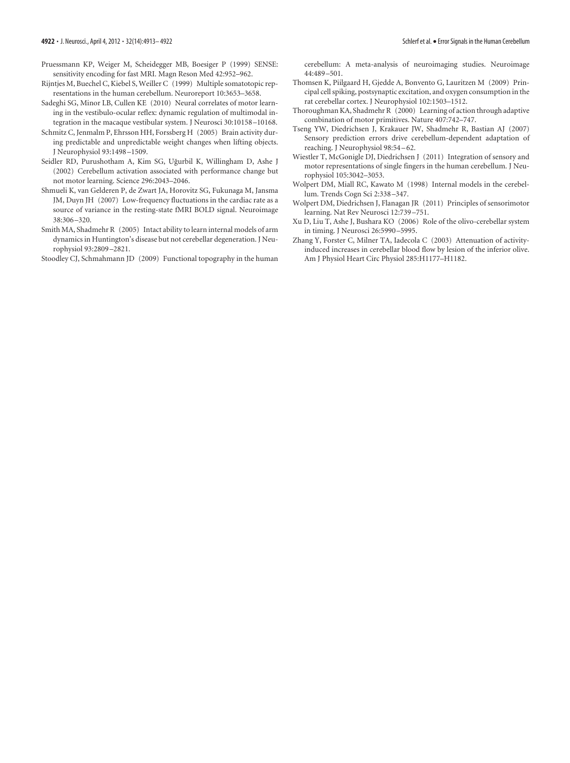Pruessmann KP, Weiger M, Scheidegger MB, Boesiger P (1999) SENSE: sensitivity encoding for fast MRI. Magn Reson Med 42:952–962.

Rijntjes M, Buechel C, Kiebel S, Weiller C (1999) Multiple somatotopic representations in the human cerebellum. Neuroreport 10:3653–3658.

Sadeghi SG, Minor LB, Cullen KE (2010) Neural correlates of motor learning in the vestibulo-ocular reflex: dynamic regulation of multimodal integration in the macaque vestibular system. J Neurosci 30:10158–10168.

Schmitz C, Jenmalm P, Ehrsson HH, Forssberg H (2005) Brain activity during predictable and unpredictable weight changes when lifting objects. J Neurophysiol 93:1498–1509.

Seidler RD, Purushotham A, Kim SG, Uğurbil K, Willingham D, Ashe J (2002) Cerebellum activation associated with performance change but not motor learning. Science 296:2043–2046.

Shmueli K, van Gelderen P, de Zwart JA, Horovitz SG, Fukunaga M, Jansma JM, Duyn JH (2007) Low-frequency fluctuations in the cardiac rate as a source of variance in the resting-state fMRI BOLD signal. Neuroimage 38:306–320.

Smith MA, Shadmehr R (2005) Intact ability to learn internal models of arm dynamics in Huntington's disease but not cerebellar degeneration. J Neurophysiol 93:2809–2821.

Stoodley CJ, Schmahmann JD (2009) Functional topography in the human cerebellum: A meta-analysis of neuroimaging studies. Neuroimage 44:489–501.

Thomsen K, Piilgaard H, Gjedde A, Bonvento G, Lauritzen M (2009) Principal cell spiking, postsynaptic excitation, and oxygen consumption in the rat cerebellar cortex. J Neurophysiol 102:1503–1512.

Thoroughman KA, Shadmehr R (2000) Learning of action through adaptive combination of motor primitives. Nature 407:742–747.

Tseng YW, Diedrichsen J, Krakauer JW, Shadmehr R, Bastian AJ (2007) Sensory prediction errors drive cerebellum-dependent adaptation of reaching. J Neurophysiol 98:54–62.

Wiestler T, McGonigle DJ, Diedrichsen J (2011) Integration of sensory and motor representations of single fingers in the human cerebellum. J Neurophysiol 105:3042–3053.

Wolpert DM, Miall RC, Kawato M (1998) Internal models in the cerebellum. Trends Cogn Sci 2:338–347.

Wolpert DM, Diedrichsen J, Flanagan JR (2011) Principles of sensorimotor learning. Nat Rev Neurosci 12:739–751.

Xu D, Liu T, Ashe J, Bushara KO (2006) Role of the olivo-cerebellar system in timing. J Neurosci 26:5990–5995.

Zhang Y, Forster C, Milner TA, Iadecola C (2003) Attenuation of activity-induced increases in cerebellar blood flow by lesion of the inferior olive. Am J Physiol Heart Circ Physiol 285:H1177–H1182.